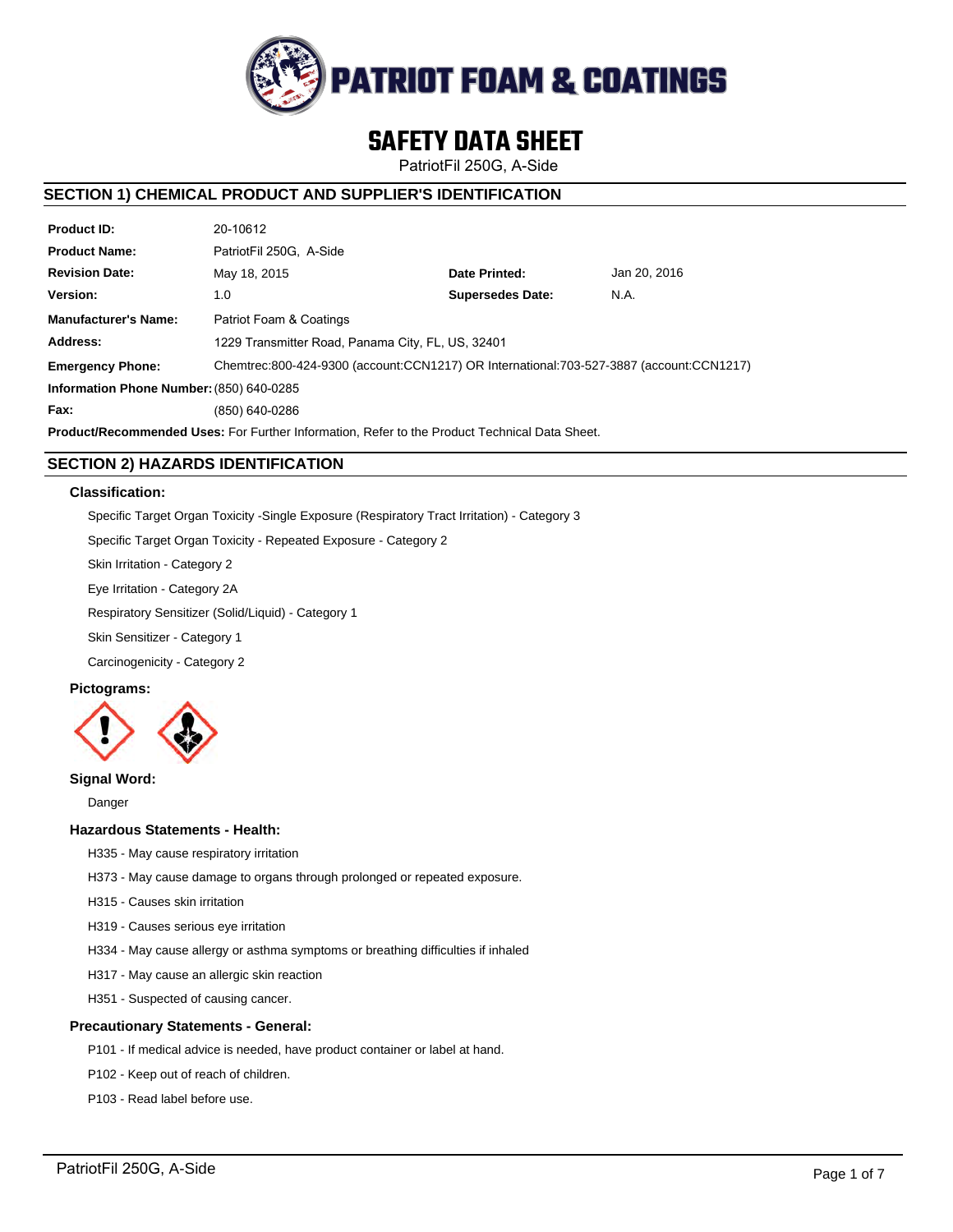# PATRIOT FOAM & COATINGS

# SAFETY DATA SHEET

PatriotFil 250G, A-Side

## SECTION 1) CHEMICAL PRODUCT AND SUPPLIER'S IDENTIFICATION

| | | | |
|---|---|---|---|
| **Product ID:** | 20-10612 | | |
| **Product Name:** | PatriotFil 250G, A-Side | | |
| **Revision Date:** | May 18, 2015 | **Date Printed:** | Jan 20, 2016 |
| **Version:** | 1.0 | **Supersedes Date:** | N.A. |
| **Manufacturer's Name:** | Patriot Foam & Coatings | | |
| **Address:** | 1229 Transmitter Road, Panama City, FL, US, 32401 | | |
| **Emergency Phone:** | Chemtrec:800-424-9300 (account:CCN1217) OR International:703-527-3887 (account:CCN1217) | | |
| **Information Phone Number:** | (850) 640-0285 | | |
| **Fax:** | (850) 640-0286 | | |

**Product/Recommended Uses:** For Further Information, Refer to the Product Technical Data Sheet.

## SECTION 2) HAZARDS IDENTIFICATION

### Classification:

Specific Target Organ Toxicity -Single Exposure (Respiratory Tract Irritation) - Category 3

Specific Target Organ Toxicity - Repeated Exposure - Category 2

Skin Irritation - Category 2

Eye Irritation - Category 2A

Respiratory Sensitizer (Solid/Liquid) - Category 1

Skin Sensitizer - Category 1

Carcinogenicity - Category 2

### Pictograms:

### Signal Word:

Danger

### Hazardous Statements - Health:

H335 - May cause respiratory irritation

H373 - May cause damage to organs through prolonged or repeated exposure.

H315 - Causes skin irritation

H319 - Causes serious eye irritation

H334 - May cause allergy or asthma symptoms or breathing difficulties if inhaled

H317 - May cause an allergic skin reaction

H351 - Suspected of causing cancer.

### Precautionary Statements - General:

P101 - If medical advice is needed, have product container or label at hand.

P102 - Keep out of reach of children.

P103 - Read label before use.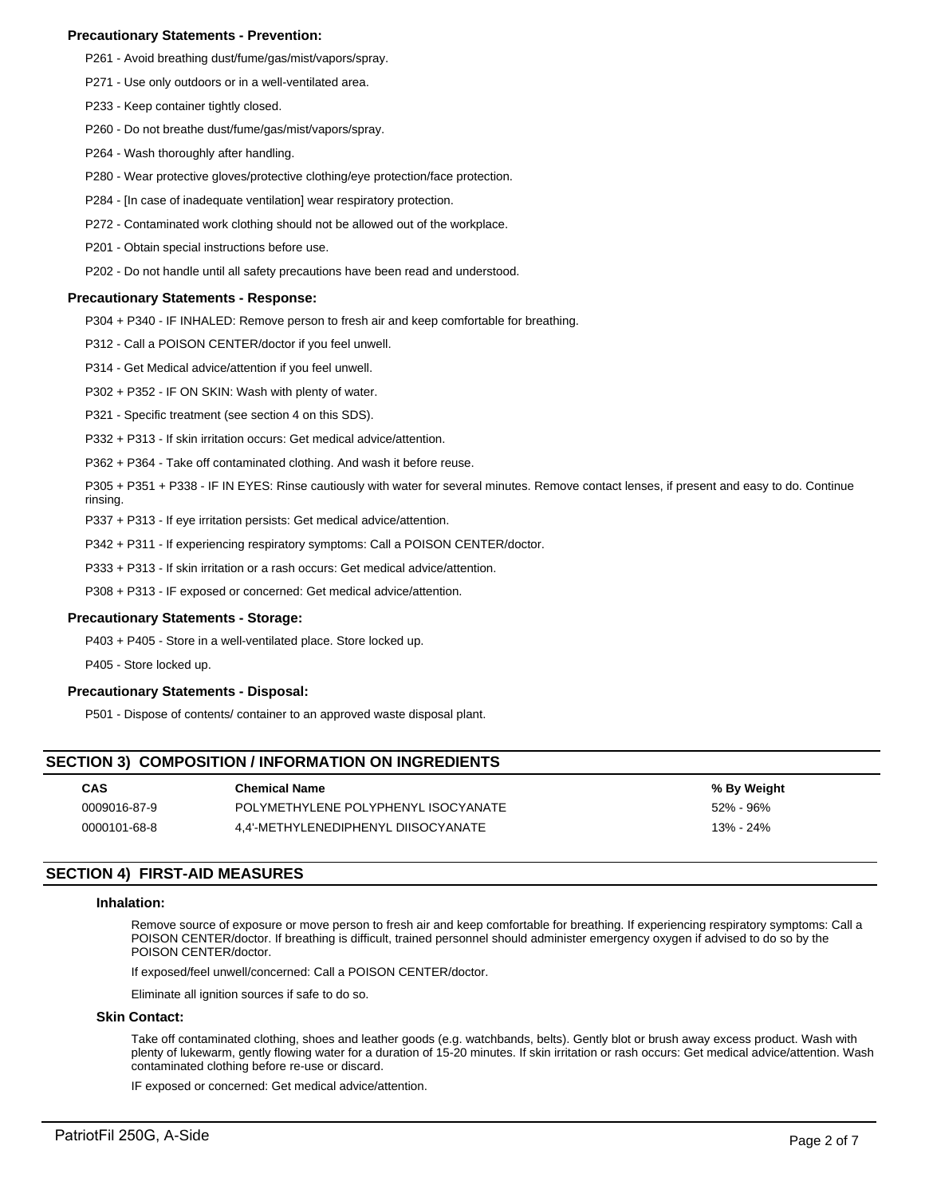**Precautionary Statements - Prevention:**

P261 - Avoid breathing dust/fume/gas/mist/vapors/spray.

P271 - Use only outdoors or in a well-ventilated area.

P233 - Keep container tightly closed.

P260 - Do not breathe dust/fume/gas/mist/vapors/spray.

P264 - Wash thoroughly after handling.

P280 - Wear protective gloves/protective clothing/eye protection/face protection.

P284 - [In case of inadequate ventilation] wear respiratory protection.

P272 - Contaminated work clothing should not be allowed out of the workplace.

P201 - Obtain special instructions before use.

P202 - Do not handle until all safety precautions have been read and understood.

**Precautionary Statements - Response:**

P304 + P340 - IF INHALED: Remove person to fresh air and keep comfortable for breathing.

P312 - Call a POISON CENTER/doctor if you feel unwell.

P314 - Get Medical advice/attention if you feel unwell.

P302 + P352 - IF ON SKIN: Wash with plenty of water.

P321 - Specific treatment (see section 4 on this SDS).

P332 + P313 - If skin irritation occurs: Get medical advice/attention.

P362 + P364 - Take off contaminated clothing. And wash it before reuse.

P305 + P351 + P338 - IF IN EYES: Rinse cautiously with water for several minutes. Remove contact lenses, if present and easy to do. Continue rinsing.

P337 + P313 - If eye irritation persists: Get medical advice/attention.

P342 + P311 - If experiencing respiratory symptoms: Call a POISON CENTER/doctor.

P333 + P313 - If skin irritation or a rash occurs: Get medical advice/attention.

P308 + P313 - IF exposed or concerned: Get medical advice/attention.

**Precautionary Statements - Storage:**

P403 + P405 - Store in a well-ventilated place. Store locked up.

P405 - Store locked up.

**Precautionary Statements - Disposal:**

P501 - Dispose of contents/ container to an approved waste disposal plant.

## SECTION 3) COMPOSITION / INFORMATION ON INGREDIENTS

| CAS | Chemical Name | % By Weight |
|---|---|---|
| 0009016-87-9 | POLYMETHYLENE POLYPHENYL ISOCYANATE | 52% - 96% |
| 0000101-68-8 | 4,4'-METHYLENEDIPHENYL DIISOCYANATE | 13% - 24% |

## SECTION 4) FIRST-AID MEASURES

### Inhalation:

Remove source of exposure or move person to fresh air and keep comfortable for breathing. If experiencing respiratory symptoms: Call a POISON CENTER/doctor. If breathing is difficult, trained personnel should administer emergency oxygen if advised to do so by the POISON CENTER/doctor.

If exposed/feel unwell/concerned: Call a POISON CENTER/doctor.

Eliminate all ignition sources if safe to do so.

### Skin Contact:

Take off contaminated clothing, shoes and leather goods (e.g. watchbands, belts). Gently blot or brush away excess product. Wash with plenty of lukewarm, gently flowing water for a duration of 15-20 minutes. If skin irritation or rash occurs: Get medical advice/attention. Wash contaminated clothing before re-use or discard.

IF exposed or concerned: Get medical advice/attention.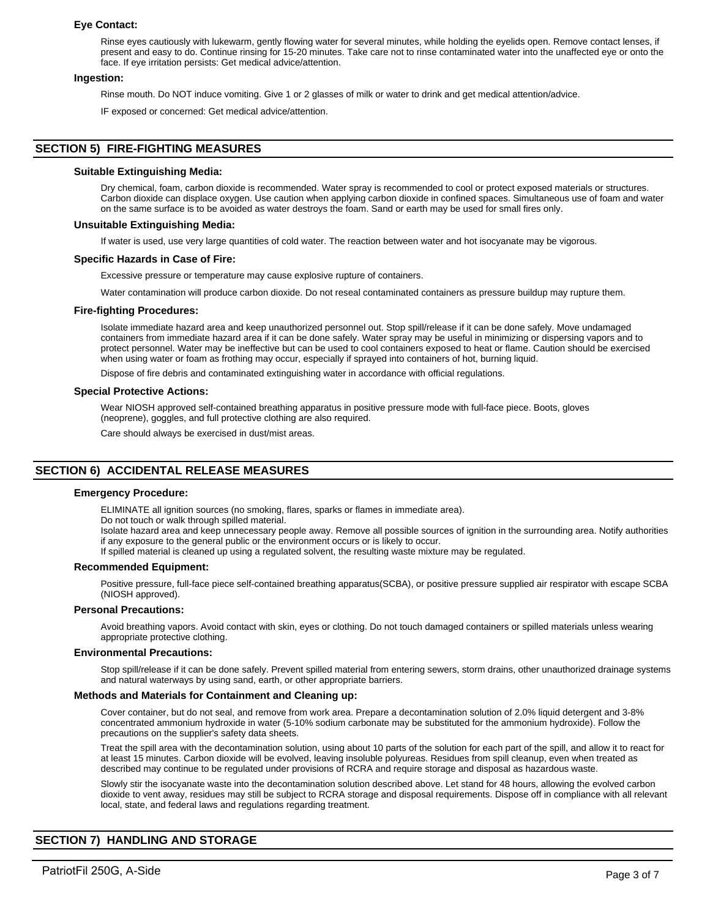### Eye Contact:

Rinse eyes cautiously with lukewarm, gently flowing water for several minutes, while holding the eyelids open. Remove contact lenses, if present and easy to do. Continue rinsing for 15-20 minutes. Take care not to rinse contaminated water into the unaffected eye or onto the face. If eye irritation persists: Get medical advice/attention.

### Ingestion:

Rinse mouth. Do NOT induce vomiting. Give 1 or 2 glasses of milk or water to drink and get medical attention/advice.

IF exposed or concerned: Get medical advice/attention.

## SECTION 5) FIRE-FIGHTING MEASURES

### Suitable Extinguishing Media:

Dry chemical, foam, carbon dioxide is recommended. Water spray is recommended to cool or protect exposed materials or structures. Carbon dioxide can displace oxygen. Use caution when applying carbon dioxide in confined spaces. Simultaneous use of foam and water on the same surface is to be avoided as water destroys the foam. Sand or earth may be used for small fires only.

### Unsuitable Extinguishing Media:

If water is used, use very large quantities of cold water. The reaction between water and hot isocyanate may be vigorous.

### Specific Hazards in Case of Fire:

Excessive pressure or temperature may cause explosive rupture of containers.

Water contamination will produce carbon dioxide. Do not reseal contaminated containers as pressure buildup may rupture them.

### Fire-fighting Procedures:

Isolate immediate hazard area and keep unauthorized personnel out. Stop spill/release if it can be done safely. Move undamaged containers from immediate hazard area if it can be done safely. Water spray may be useful in minimizing or dispersing vapors and to protect personnel. Water may be ineffective but can be used to cool containers exposed to heat or flame. Caution should be exercised when using water or foam as frothing may occur, especially if sprayed into containers of hot, burning liquid.

Dispose of fire debris and contaminated extinguishing water in accordance with official regulations.

### Special Protective Actions:

Wear NIOSH approved self-contained breathing apparatus in positive pressure mode with full-face piece. Boots, gloves (neoprene), goggles, and full protective clothing are also required.

Care should always be exercised in dust/mist areas.

## SECTION 6) ACCIDENTAL RELEASE MEASURES

### Emergency Procedure:

ELIMINATE all ignition sources (no smoking, flares, sparks or flames in immediate area).
Do not touch or walk through spilled material.
Isolate hazard area and keep unnecessary people away. Remove all possible sources of ignition in the surrounding area. Notify authorities if any exposure to the general public or the environment occurs or is likely to occur.
If spilled material is cleaned up using a regulated solvent, the resulting waste mixture may be regulated.

### Recommended Equipment:

Positive pressure, full-face piece self-contained breathing apparatus(SCBA), or positive pressure supplied air respirator with escape SCBA (NIOSH approved).

### Personal Precautions:

Avoid breathing vapors. Avoid contact with skin, eyes or clothing. Do not touch damaged containers or spilled materials unless wearing appropriate protective clothing.

### Environmental Precautions:

Stop spill/release if it can be done safely. Prevent spilled material from entering sewers, storm drains, other unauthorized drainage systems and natural waterways by using sand, earth, or other appropriate barriers.

### Methods and Materials for Containment and Cleaning up:

Cover container, but do not seal, and remove from work area. Prepare a decontamination solution of 2.0% liquid detergent and 3-8% concentrated ammonium hydroxide in water (5-10% sodium carbonate may be substituted for the ammonium hydroxide). Follow the precautions on the supplier's safety data sheets.

Treat the spill area with the decontamination solution, using about 10 parts of the solution for each part of the spill, and allow it to react for at least 15 minutes. Carbon dioxide will be evolved, leaving insoluble polyureas. Residues from spill cleanup, even when treated as described may continue to be regulated under provisions of RCRA and require storage and disposal as hazardous waste.

Slowly stir the isocyanate waste into the decontamination solution described above. Let stand for 48 hours, allowing the evolved carbon dioxide to vent away, residues may still be subject to RCRA storage and disposal requirements. Dispose off in compliance with all relevant local, state, and federal laws and regulations regarding treatment.

## SECTION 7) HANDLING AND STORAGE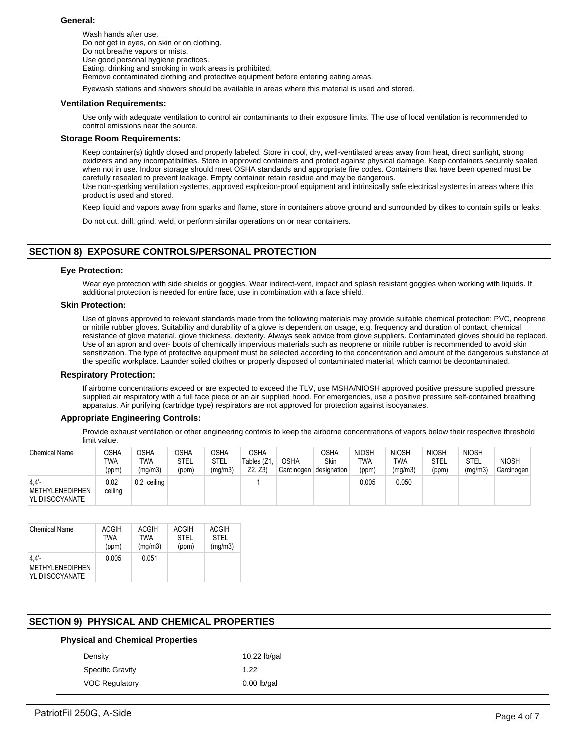### General:

Wash hands after use.
Do not get in eyes, on skin or on clothing.
Do not breathe vapors or mists.
Use good personal hygiene practices.
Eating, drinking and smoking in work areas is prohibited.
Remove contaminated clothing and protective equipment before entering eating areas.

Eyewash stations and showers should be available in areas where this material is used and stored.

### Ventilation Requirements:

Use only with adequate ventilation to control air contaminants to their exposure limits. The use of local ventilation is recommended to control emissions near the source.

### Storage Room Requirements:

Keep container(s) tightly closed and properly labeled. Store in cool, dry, well-ventilated areas away from heat, direct sunlight, strong oxidizers and any incompatibilities. Store in approved containers and protect against physical damage. Keep containers securely sealed when not in use. Indoor storage should meet OSHA standards and appropriate fire codes. Containers that have been opened must be carefully resealed to prevent leakage. Empty container retain residue and may be dangerous.
Use non-sparking ventilation systems, approved explosion-proof equipment and intrinsically safe electrical systems in areas where this product is used and stored.

Keep liquid and vapors away from sparks and flame, store in containers above ground and surrounded by dikes to contain spills or leaks.

Do not cut, drill, grind, weld, or perform similar operations on or near containers.

## SECTION 8) EXPOSURE CONTROLS/PERSONAL PROTECTION

### Eye Protection:

Wear eye protection with side shields or goggles. Wear indirect-vent, impact and splash resistant goggles when working with liquids. If additional protection is needed for entire face, use in combination with a face shield.

### Skin Protection:

Use of gloves approved to relevant standards made from the following materials may provide suitable chemical protection: PVC, neoprene or nitrile rubber gloves. Suitability and durability of a glove is dependent on usage, e.g. frequency and duration of contact, chemical resistance of glove material, glove thickness, dexterity. Always seek advice from glove suppliers. Contaminated gloves should be replaced. Use of an apron and over- boots of chemically impervious materials such as neoprene or nitrile rubber is recommended to avoid skin sensitization. The type of protective equipment must be selected according to the concentration and amount of the dangerous substance at the specific workplace. Launder soiled clothes or properly disposed of contaminated material, which cannot be decontaminated.

### Respiratory Protection:

If airborne concentrations exceed or are expected to exceed the TLV, use MSHA/NIOSH approved positive pressure supplied pressure supplied air respiratory with a full face piece or an air supplied hood. For emergencies, use a positive pressure self-contained breathing apparatus. Air purifying (cartridge type) respirators are not approved for protection against isocyanates.

### Appropriate Engineering Controls:

Provide exhaust ventilation or other engineering controls to keep the airborne concentrations of vapors below their respective threshold limit value.

| Chemical Name | OSHA TWA (ppm) | OSHA TWA (mg/m3) | OSHA STEL (ppm) | OSHA STEL (mg/m3) | OSHA Tables (Z1, Z2, Z3) | OSHA Carcinogen | OSHA Skin designation | NIOSH TWA (ppm) | NIOSH TWA (mg/m3) | NIOSH STEL (ppm) | NIOSH STEL (mg/m3) | NIOSH Carcinogen |
|---|---|---|---|---|---|---|---|---|---|---|---|---|
| 4,4'-METHYLENEDIPHENYL DIISOCYANATE | 0.02 ceiling | 0.2 ceiling | | | 1 | | | 0.005 | 0.050 | | | |

| Chemical Name | ACGIH TWA (ppm) | ACGIH TWA (mg/m3) | ACGIH STEL (ppm) | ACGIH STEL (mg/m3) |
|---|---|---|---|---|
| 4,4'-METHYLENEDIPHENYL DIISOCYANATE | 0.005 | 0.051 | | |

## SECTION 9) PHYSICAL AND CHEMICAL PROPERTIES

### Physical and Chemical Properties

| | |
|---|---|
| Density | 10.22 lb/gal |
| Specific Gravity | 1.22 |
| VOC Regulatory | 0.00 lb/gal |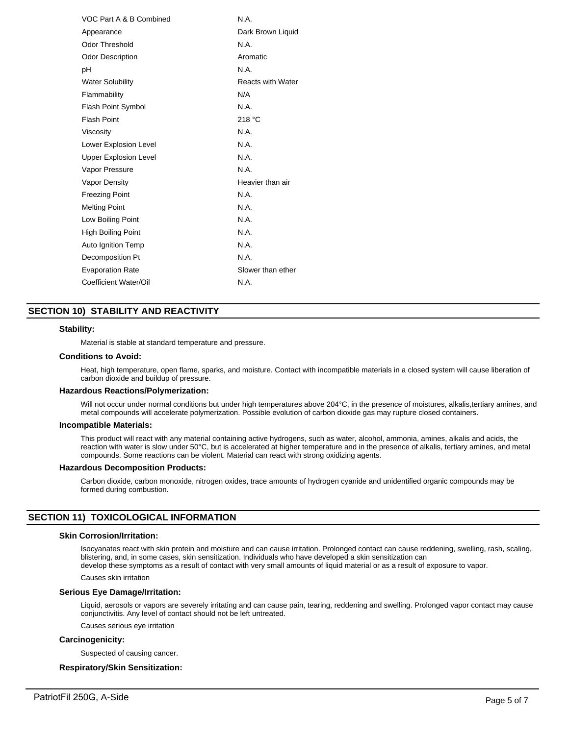| | |
|---|---|
| VOC Part A & B Combined | N.A. |
| Appearance | Dark Brown Liquid |
| Odor Threshold | N.A. |
| Odor Description | Aromatic |
| pH | N.A. |
| Water Solubility | Reacts with Water |
| Flammability | N/A |
| Flash Point Symbol | N.A. |
| Flash Point | 218 °C |
| Viscosity | N.A. |
| Lower Explosion Level | N.A. |
| Upper Explosion Level | N.A. |
| Vapor Pressure | N.A. |
| Vapor Density | Heavier than air |
| Freezing Point | N.A. |
| Melting Point | N.A. |
| Low Boiling Point | N.A. |
| High Boiling Point | N.A. |
| Auto Ignition Temp | N.A. |
| Decomposition Pt | N.A. |
| Evaporation Rate | Slower than ether |
| Coefficient Water/Oil | N.A. |

## SECTION 10) STABILITY AND REACTIVITY

### Stability:

Material is stable at standard temperature and pressure.

### Conditions to Avoid:

Heat, high temperature, open flame, sparks, and moisture. Contact with incompatible materials in a closed system will cause liberation of carbon dioxide and buildup of pressure.

### Hazardous Reactions/Polymerization:

Will not occur under normal conditions but under high temperatures above 204°C, in the presence of moistures, alkalis,tertiary amines, and metal compounds will accelerate polymerization. Possible evolution of carbon dioxide gas may rupture closed containers.

### Incompatible Materials:

This product will react with any material containing active hydrogens, such as water, alcohol, ammonia, amines, alkalis and acids, the reaction with water is slow under 50°C, but is accelerated at higher temperature and in the presence of alkalis, tertiary amines, and metal compounds. Some reactions can be violent. Material can react with strong oxidizing agents.

### Hazardous Decomposition Products:

Carbon dioxide, carbon monoxide, nitrogen oxides, trace amounts of hydrogen cyanide and unidentified organic compounds may be formed during combustion.

## SECTION 11) TOXICOLOGICAL INFORMATION

### Skin Corrosion/Irritation:

Isocyanates react with skin protein and moisture and can cause irritation. Prolonged contact can cause reddening, swelling, rash, scaling, blistering, and, in some cases, skin sensitization. Individuals who have developed a skin sensitization can develop these symptoms as a result of contact with very small amounts of liquid material or as a result of exposure to vapor.

Causes skin irritation

### Serious Eye Damage/Irritation:

Liquid, aerosols or vapors are severely irritating and can cause pain, tearing, reddening and swelling. Prolonged vapor contact may cause conjunctivitis. Any level of contact should not be left untreated.

Causes serious eye irritation

### Carcinogenicity:

Suspected of causing cancer.

### Respiratory/Skin Sensitization: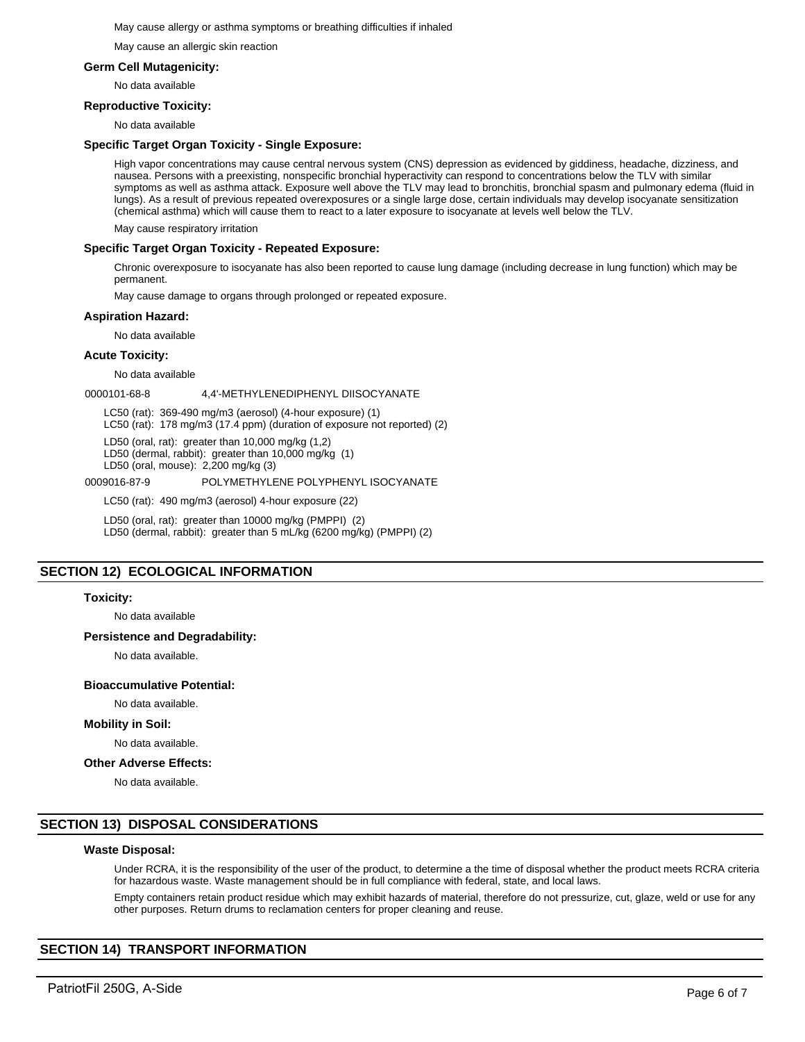May cause allergy or asthma symptoms or breathing difficulties if inhaled

May cause an allergic skin reaction

**Germ Cell Mutagenicity:**

No data available

**Reproductive Toxicity:**

No data available

**Specific Target Organ Toxicity - Single Exposure:**

High vapor concentrations may cause central nervous system (CNS) depression as evidenced by giddiness, headache, dizziness, and nausea. Persons with a preexisting, nonspecific bronchial hyperactivity can respond to concentrations below the TLV with similar symptoms as well as asthma attack. Exposure well above the TLV may lead to bronchitis, bronchial spasm and pulmonary edema (fluid in lungs). As a result of previous repeated overexposures or a single large dose, certain individuals may develop isocyanate sensitization (chemical asthma) which will cause them to react to a later exposure to isocyanate at levels well below the TLV.

May cause respiratory irritation

**Specific Target Organ Toxicity - Repeated Exposure:**

Chronic overexposure to isocyanate has also been reported to cause lung damage (including decrease in lung function) which may be permanent.

May cause damage to organs through prolonged or repeated exposure.

**Aspiration Hazard:**

No data available

**Acute Toxicity:**

No data available

0000101-68-8 4,4'-METHYLENEDIPHENYL DIISOCYANATE

LC50 (rat): 369-490 mg/m3 (aerosol) (4-hour exposure) (1)
LC50 (rat): 178 mg/m3 (17.4 ppm) (duration of exposure not reported) (2)

LD50 (oral, rat): greater than 10,000 mg/kg (1,2)
LD50 (dermal, rabbit): greater than 10,000 mg/kg (1)
LD50 (oral, mouse): 2,200 mg/kg (3)

0009016-87-9 POLYMETHYLENE POLYPHENYL ISOCYANATE

LC50 (rat): 490 mg/m3 (aerosol) 4-hour exposure (22)

LD50 (oral, rat): greater than 10000 mg/kg (PMPPI) (2)
LD50 (dermal, rabbit): greater than 5 mL/kg (6200 mg/kg) (PMPPI) (2)

## SECTION 12) ECOLOGICAL INFORMATION

**Toxicity:**

No data available

**Persistence and Degradability:**

No data available.

**Bioaccumulative Potential:**

No data available.

**Mobility in Soil:**

No data available.

**Other Adverse Effects:**

No data available.

## SECTION 13) DISPOSAL CONSIDERATIONS

**Waste Disposal:**

Under RCRA, it is the responsibility of the user of the product, to determine a the time of disposal whether the product meets RCRA criteria for hazardous waste. Waste management should be in full compliance with federal, state, and local laws.

Empty containers retain product residue which may exhibit hazards of material, therefore do not pressurize, cut, glaze, weld or use for any other purposes. Return drums to reclamation centers for proper cleaning and reuse.

## SECTION 14) TRANSPORT INFORMATION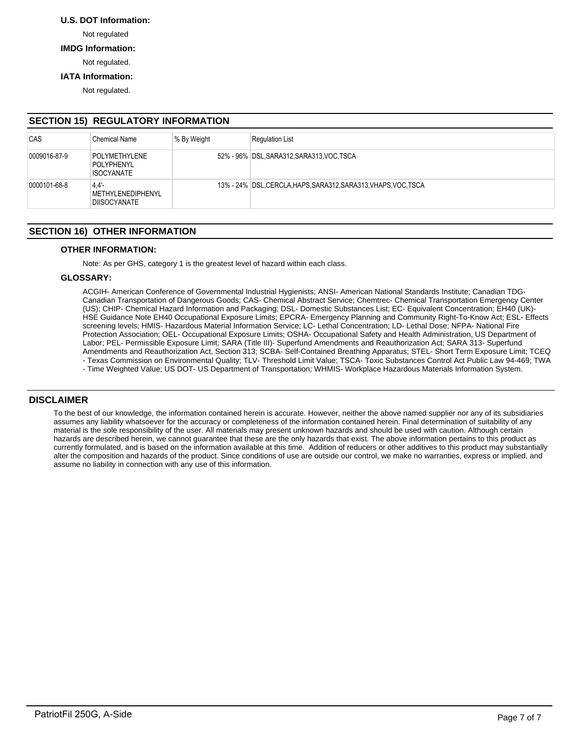### U.S. DOT Information:

Not regulated

### IMDG Information:

Not regulated.

### IATA Information:

Not regulated.

## SECTION 15) REGULATORY INFORMATION

| CAS | Chemical Name | % By Weight | Regulation List |
|---|---|---|---|
| 0009016-87-9 | POLYMETHYLENE POLYPHENYL ISOCYANATE | 52% - 96% | DSL,SARA312,SARA313,VOC,TSCA |
| 0000101-68-8 | 4,4'-METHYLENEDIPHENYL DIISOCYANATE | 13% - 24% | DSL,CERCLA,HAPS,SARA312,SARA313,VHAPS,VOC,TSCA |

## SECTION 16) OTHER INFORMATION

### OTHER INFORMATION:

Note: As per GHS, category 1 is the greatest level of hazard within each class.

### GLOSSARY:

ACGIH- American Conference of Governmental Industrial Hygienists; ANSI- American National Standards Institute; Canadian TDG- Canadian Transportation of Dangerous Goods; CAS- Chemical Abstract Service; Chemtrec- Chemical Transportation Emergency Center (US); CHIP- Chemical Hazard Information and Packaging; DSL- Domestic Substances List; EC- Equivalent Concentration; EH40 (UK)- HSE Guidance Note EH40 Occupational Exposure Limits; EPCRA- Emergency Planning and Community Right-To-Know Act; ESL- Effects screening levels; HMIS- Hazardous Material Information Service; LC- Lethal Concentration; LD- Lethal Dose; NFPA- National Fire Protection Association; OEL- Occupational Exposure Limits; OSHA- Occupational Safety and Health Administration, US Department of Labor; PEL- Permissible Exposure Limit; SARA (Title III)- Superfund Amendments and Reauthorization Act; SARA 313- Superfund Amendments and Reauthorization Act, Section 313; SCBA- Self-Contained Breathing Apparatus; STEL- Short Term Exposure Limit; TCEQ - Texas Commission on Environmental Quality; TLV- Threshold Limit Value; TSCA- Toxic Substances Control Act Public Law 94-469; TWA - Time Weighted Value; US DOT- US Department of Transportation; WHMIS- Workplace Hazardous Materials Information System.

## DISCLAIMER

To the best of our knowledge, the information contained herein is accurate. However, neither the above named supplier nor any of its subsidiaries assumes any liability whatsoever for the accuracy or completeness of the information contained herein. Final determination of suitability of any material is the sole responsibility of the user. All materials may present unknown hazards and should be used with caution. Although certain hazards are described herein, we cannot guarantee that these are the only hazards that exist. The above information pertains to this product as currently formulated, and is based on the information available at this time. Addition of reducers or other additives to this product may substantially alter the composition and hazards of the product. Since conditions of use are outside our control, we make no warranties, express or implied, and assume no liability in connection with any use of this information.